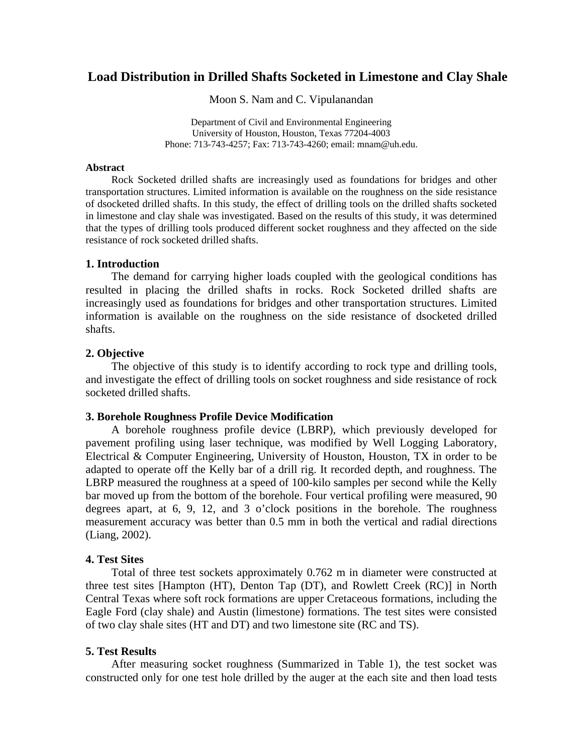# Load Distribution in Drilled Shafts Socketed in Limestone and Clay Shale

Moon S. Nam and C. Vipulanandan

Department of Civil and Environmental Engineering
University of Houston, Houston, Texas 77204-4003
Phone: 713-743-4257; Fax: 713-743-4260; email: mnam@uh.edu.

### Abstract

Rock Socketed drilled shafts are increasingly used as foundations for bridges and other transportation structures. Limited information is available on the roughness on the side resistance of dsocketed drilled shafts. In this study, the effect of drilling tools on the drilled shafts socketed in limestone and clay shale was investigated. Based on the results of this study, it was determined that the types of drilling tools produced different socket roughness and they affected on the side resistance of rock socketed drilled shafts.

### 1. Introduction

The demand for carrying higher loads coupled with the geological conditions has resulted in placing the drilled shafts in rocks. Rock Socketed drilled shafts are increasingly used as foundations for bridges and other transportation structures. Limited information is available on the roughness on the side resistance of dsocketed drilled shafts.

### 2. Objective

The objective of this study is to identify according to rock type and drilling tools, and investigate the effect of drilling tools on socket roughness and side resistance of rock socketed drilled shafts.

### 3. Borehole Roughness Profile Device Modification

A borehole roughness profile device (LBRP), which previously developed for pavement profiling using laser technique, was modified by Well Logging Laboratory, Electrical & Computer Engineering, University of Houston, Houston, TX in order to be adapted to operate off the Kelly bar of a drill rig. It recorded depth, and roughness. The LBRP measured the roughness at a speed of 100-kilo samples per second while the Kelly bar moved up from the bottom of the borehole. Four vertical profiling were measured, 90 degrees apart, at 6, 9, 12, and 3 o'clock positions in the borehole. The roughness measurement accuracy was better than 0.5 mm in both the vertical and radial directions (Liang, 2002).

### 4. Test Sites

Total of three test sockets approximately 0.762 m in diameter were constructed at three test sites [Hampton (HT), Denton Tap (DT), and Rowlett Creek (RC)] in North Central Texas where soft rock formations are upper Cretaceous formations, including the Eagle Ford (clay shale) and Austin (limestone) formations. The test sites were consisted of two clay shale sites (HT and DT) and two limestone site (RC and TS).

### 5. Test Results

After measuring socket roughness (Summarized in Table 1), the test socket was constructed only for one test hole drilled by the auger at the each site and then load tests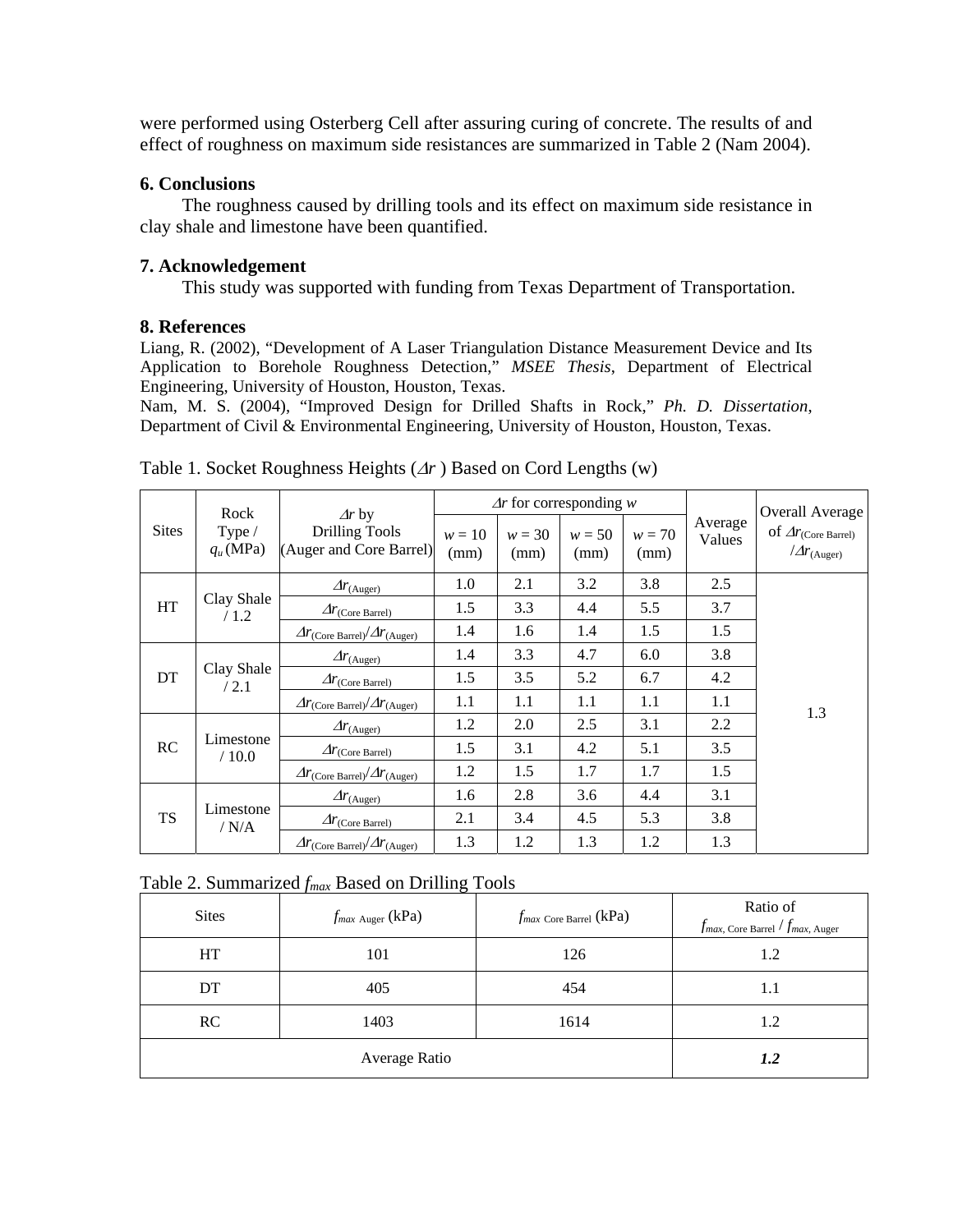were performed using Osterberg Cell after assuring curing of concrete. The results of and effect of roughness on maximum side resistances are summarized in Table 2 (Nam 2004).

## 6. Conclusions

The roughness caused by drilling tools and its effect on maximum side resistance in clay shale and limestone have been quantified.

## 7. Acknowledgement

This study was supported with funding from Texas Department of Transportation.

## 8. References

Liang, R. (2002), "Development of A Laser Triangulation Distance Measurement Device and Its Application to Borehole Roughness Detection," *MSEE Thesis*, Department of Electrical Engineering, University of Houston, Houston, Texas.

Nam, M. S. (2004), "Improved Design for Drilled Shafts in Rock," *Ph. D. Dissertation*, Department of Civil & Environmental Engineering, University of Houston, Houston, Texas.

Table 1. Socket Roughness Heights ($\Delta r$ ) Based on Cord Lengths (w)

| Sites | Rock Type / $q_u$ (MPa) | $\Delta r$ by Drilling Tools (Auger and Core Barrel) | $\Delta r$ for corresponding $w$ | | | | Average Values | Overall Average of $\Delta r_{(Core\ Barrel)}$ / $\Delta r_{(Auger)}$ |
|---|---|---|---|---|---|---|---|---|
| | | | $w$ = 10 (mm) | $w$ = 30 (mm) | $w$ = 50 (mm) | $w$ = 70 (mm) | | |
| HT | Clay Shale / 1.2 | $\Delta r_{(Auger)}$ | 1.0 | 2.1 | 3.2 | 3.8 | 2.5 | 1.3 |
| | | $\Delta r_{(Core\ Barrel)}$ | 1.5 | 3.3 | 4.4 | 5.5 | 3.7 | |
| | | $\Delta r_{(Core\ Barrel)}/\Delta r_{(Auger)}$ | 1.4 | 1.6 | 1.4 | 1.5 | 1.5 | |
| DT | Clay Shale / 2.1 | $\Delta r_{(Auger)}$ | 1.4 | 3.3 | 4.7 | 6.0 | 3.8 | |
| | | $\Delta r_{(Core\ Barrel)}$ | 1.5 | 3.5 | 5.2 | 6.7 | 4.2 | |
| | | $\Delta r_{(Core\ Barrel)}/\Delta r_{(Auger)}$ | 1.1 | 1.1 | 1.1 | 1.1 | 1.1 | |
| RC | Limestone / 10.0 | $\Delta r_{(Auger)}$ | 1.2 | 2.0 | 2.5 | 3.1 | 2.2 | |
| | | $\Delta r_{(Core\ Barrel)}$ | 1.5 | 3.1 | 4.2 | 5.1 | 3.5 | |
| | | $\Delta r_{(Core\ Barrel)}/\Delta r_{(Auger)}$ | 1.2 | 1.5 | 1.7 | 1.7 | 1.5 | |
| TS | Limestone / N/A | $\Delta r_{(Auger)}$ | 1.6 | 2.8 | 3.6 | 4.4 | 3.1 | |
| | | $\Delta r_{(Core\ Barrel)}$ | 2.1 | 3.4 | 4.5 | 5.3 | 3.8 | |
| | | $\Delta r_{(Core\ Barrel)}/\Delta r_{(Auger)}$ | 1.3 | 1.2 | 1.3 | 1.2 | 1.3 | |

Table 2. Summarized $f_{max}$ Based on Drilling Tools

| Sites | $f_{max\ Auger}$ (kPa) | $f_{max\ Core\ Barrel}$ (kPa) | Ratio of $f_{max,\ Core\ Barrel}$ / $f_{max,\ Auger}$ |
|---|---|---|---|
| HT | 101 | 126 | 1.2 |
| DT | 405 | 454 | 1.1 |
| RC | 1403 | 1614 | 1.2 |
| Average Ratio | | | ***1.2*** |